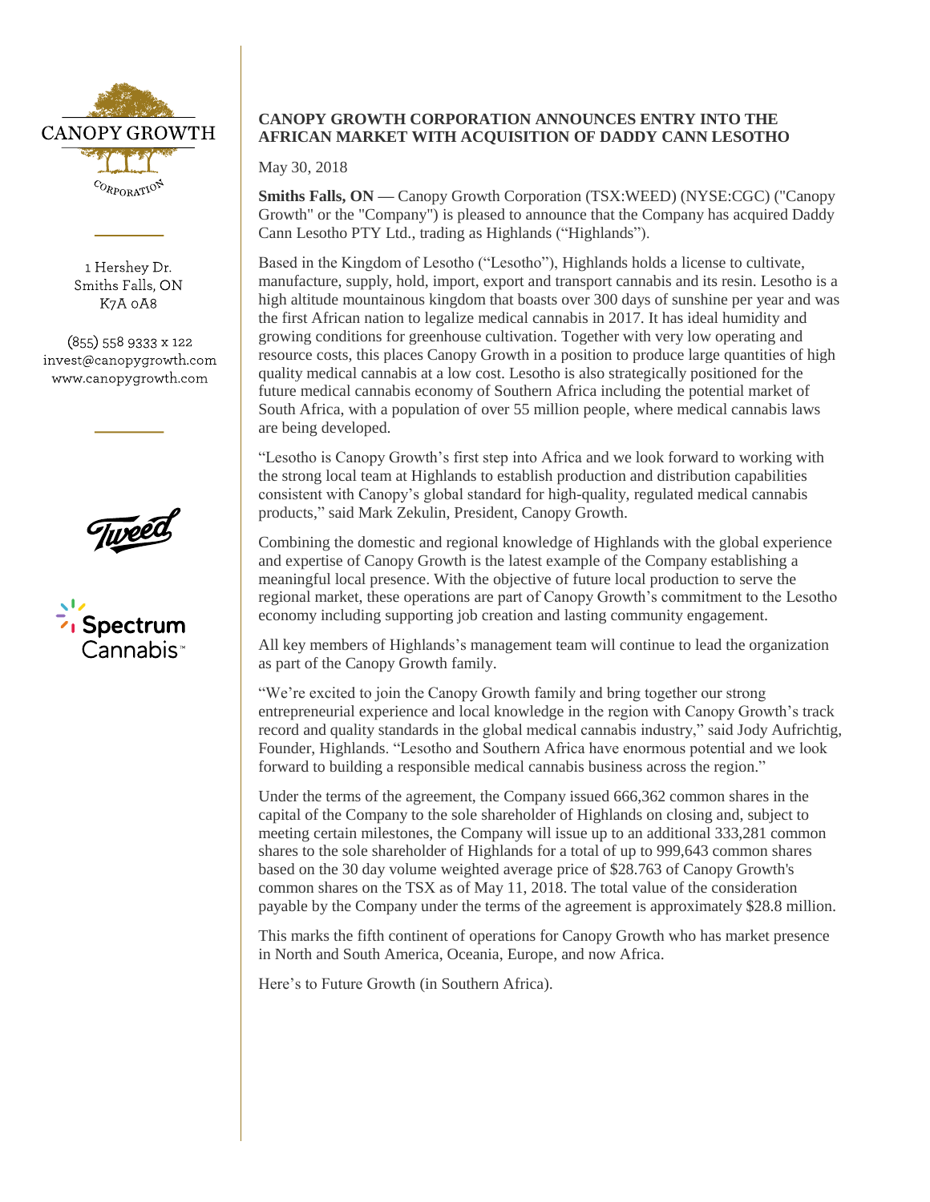CANOPY GROWTH

CORPORATION

1 Hershey Dr.
Smiths Falls, ON
K7A 0A8

(855) 558 9333 x 122
invest@canopygrowth.com
www.canopygrowth.com

# CANOPY GROWTH CORPORATION ANNOUNCES ENTRY INTO THE AFRICAN MARKET WITH ACQUISITION OF DADDY CANN LESOTHO

May 30, 2018

**Smiths Falls, ON —** Canopy Growth Corporation (TSX:WEED) (NYSE:CGC) ("Canopy Growth" or the "Company") is pleased to announce that the Company has acquired Daddy Cann Lesotho PTY Ltd., trading as Highlands ("Highlands").

Based in the Kingdom of Lesotho ("Lesotho"), Highlands holds a license to cultivate, manufacture, supply, hold, import, export and transport cannabis and its resin. Lesotho is a high altitude mountainous kingdom that boasts over 300 days of sunshine per year and was the first African nation to legalize medical cannabis in 2017. It has ideal humidity and growing conditions for greenhouse cultivation. Together with very low operating and resource costs, this places Canopy Growth in a position to produce large quantities of high quality medical cannabis at a low cost. Lesotho is also strategically positioned for the future medical cannabis economy of Southern Africa including the potential market of South Africa, with a population of over 55 million people, where medical cannabis laws are being developed.

"Lesotho is Canopy Growth's first step into Africa and we look forward to working with the strong local team at Highlands to establish production and distribution capabilities consistent with Canopy's global standard for high-quality, regulated medical cannabis products," said Mark Zekulin, President, Canopy Growth.

Combining the domestic and regional knowledge of Highlands with the global experience and expertise of Canopy Growth is the latest example of the Company establishing a meaningful local presence. With the objective of future local production to serve the regional market, these operations are part of Canopy Growth's commitment to the Lesotho economy including supporting job creation and lasting community engagement.

All key members of Highlands's management team will continue to lead the organization as part of the Canopy Growth family.

"We're excited to join the Canopy Growth family and bring together our strong entrepreneurial experience and local knowledge in the region with Canopy Growth's track record and quality standards in the global medical cannabis industry," said Jody Aufrichtig, Founder, Highlands. "Lesotho and Southern Africa have enormous potential and we look forward to building a responsible medical cannabis business across the region."

Under the terms of the agreement, the Company issued 666,362 common shares in the capital of the Company to the sole shareholder of Highlands on closing and, subject to meeting certain milestones, the Company will issue up to an additional 333,281 common shares to the sole shareholder of Highlands for a total of up to 999,643 common shares based on the 30 day volume weighted average price of $28.763 of Canopy Growth's common shares on the TSX as of May 11, 2018. The total value of the consideration payable by the Company under the terms of the agreement is approximately $28.8 million.

This marks the fifth continent of operations for Canopy Growth who has market presence in North and South America, Oceania, Europe, and now Africa.

Here's to Future Growth (in Southern Africa).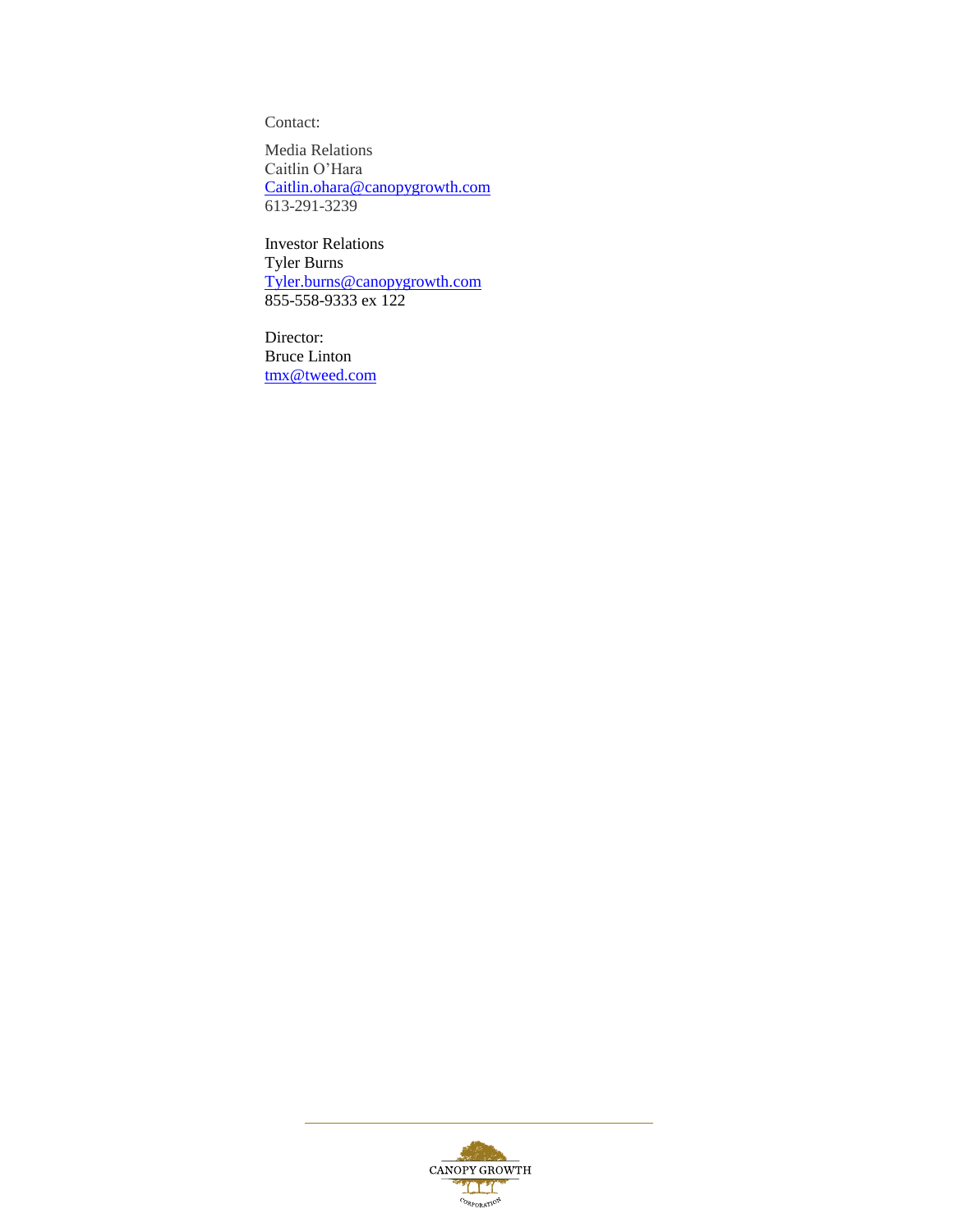Contact:

Media Relations
Caitlin O'Hara
Caitlin.ohara@canopygrowth.com
613-291-3239

Investor Relations
Tyler Burns
Tyler.burns@canopygrowth.com
855-558-9333 ex 122

Director:
Bruce Linton
tmx@tweed.com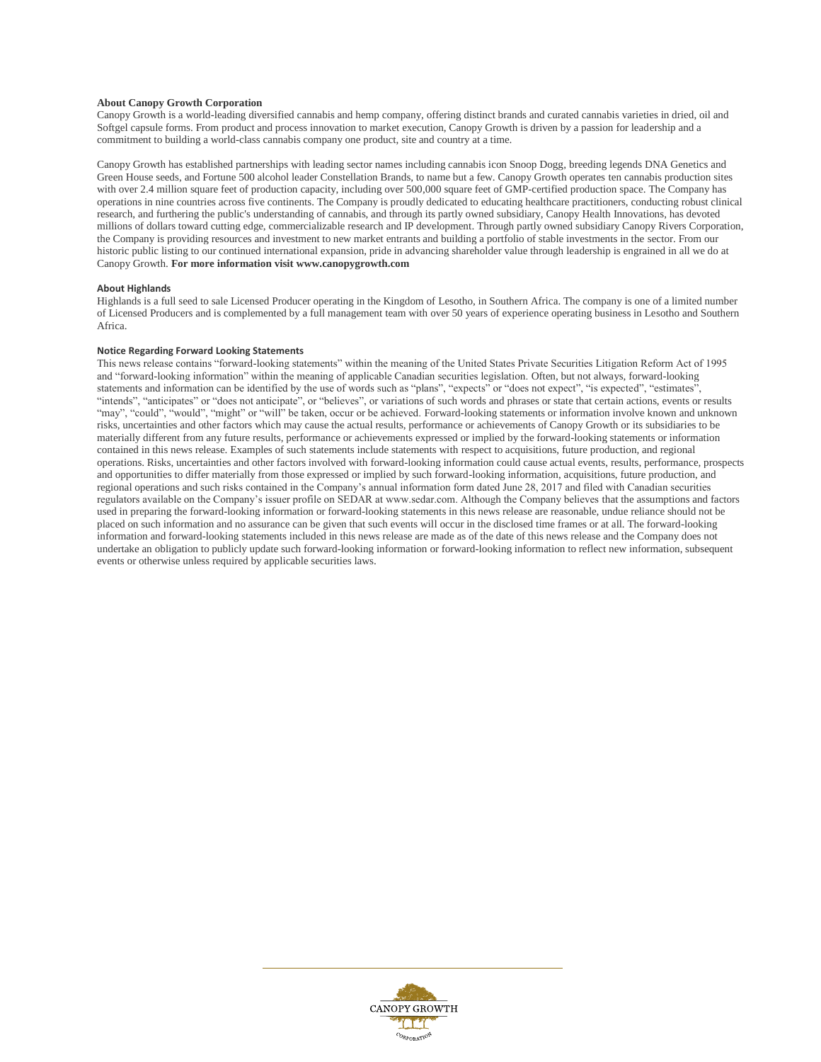**About Canopy Growth Corporation**

Canopy Growth is a world-leading diversified cannabis and hemp company, offering distinct brands and curated cannabis varieties in dried, oil and Softgel capsule forms. From product and process innovation to market execution, Canopy Growth is driven by a passion for leadership and a commitment to building a world-class cannabis company one product, site and country at a time.

Canopy Growth has established partnerships with leading sector names including cannabis icon Snoop Dogg, breeding legends DNA Genetics and Green House seeds, and Fortune 500 alcohol leader Constellation Brands, to name but a few. Canopy Growth operates ten cannabis production sites with over 2.4 million square feet of production capacity, including over 500,000 square feet of GMP-certified production space. The Company has operations in nine countries across five continents. The Company is proudly dedicated to educating healthcare practitioners, conducting robust clinical research, and furthering the public's understanding of cannabis, and through its partly owned subsidiary, Canopy Health Innovations, has devoted millions of dollars toward cutting edge, commercializable research and IP development. Through partly owned subsidiary Canopy Rivers Corporation, the Company is providing resources and investment to new market entrants and building a portfolio of stable investments in the sector. From our historic public listing to our continued international expansion, pride in advancing shareholder value through leadership is engrained in all we do at Canopy Growth. **For more information visit www.canopygrowth.com**

**About Highlands**

Highlands is a full seed to sale Licensed Producer operating in the Kingdom of Lesotho, in Southern Africa. The company is one of a limited number of Licensed Producers and is complemented by a full management team with over 50 years of experience operating business in Lesotho and Southern Africa.

**Notice Regarding Forward Looking Statements**

This news release contains "forward-looking statements" within the meaning of the United States Private Securities Litigation Reform Act of 1995 and "forward-looking information" within the meaning of applicable Canadian securities legislation. Often, but not always, forward-looking statements and information can be identified by the use of words such as "plans", "expects" or "does not expect", "is expected", "estimates", "intends", "anticipates" or "does not anticipate", or "believes", or variations of such words and phrases or state that certain actions, events or results "may", "could", "would", "might" or "will" be taken, occur or be achieved. Forward-looking statements or information involve known and unknown risks, uncertainties and other factors which may cause the actual results, performance or achievements of Canopy Growth or its subsidiaries to be materially different from any future results, performance or achievements expressed or implied by the forward-looking statements or information contained in this news release. Examples of such statements include statements with respect to acquisitions, future production, and regional operations. Risks, uncertainties and other factors involved with forward-looking information could cause actual events, results, performance, prospects and opportunities to differ materially from those expressed or implied by such forward-looking information, acquisitions, future production, and regional operations and such risks contained in the Company's annual information form dated June 28, 2017 and filed with Canadian securities regulators available on the Company's issuer profile on SEDAR at www.sedar.com. Although the Company believes that the assumptions and factors used in preparing the forward-looking information or forward-looking statements in this news release are reasonable, undue reliance should not be placed on such information and no assurance can be given that such events will occur in the disclosed time frames or at all. The forward-looking information and forward-looking statements included in this news release are made as of the date of this news release and the Company does not undertake an obligation to publicly update such forward-looking information or forward-looking information to reflect new information, subsequent events or otherwise unless required by applicable securities laws.